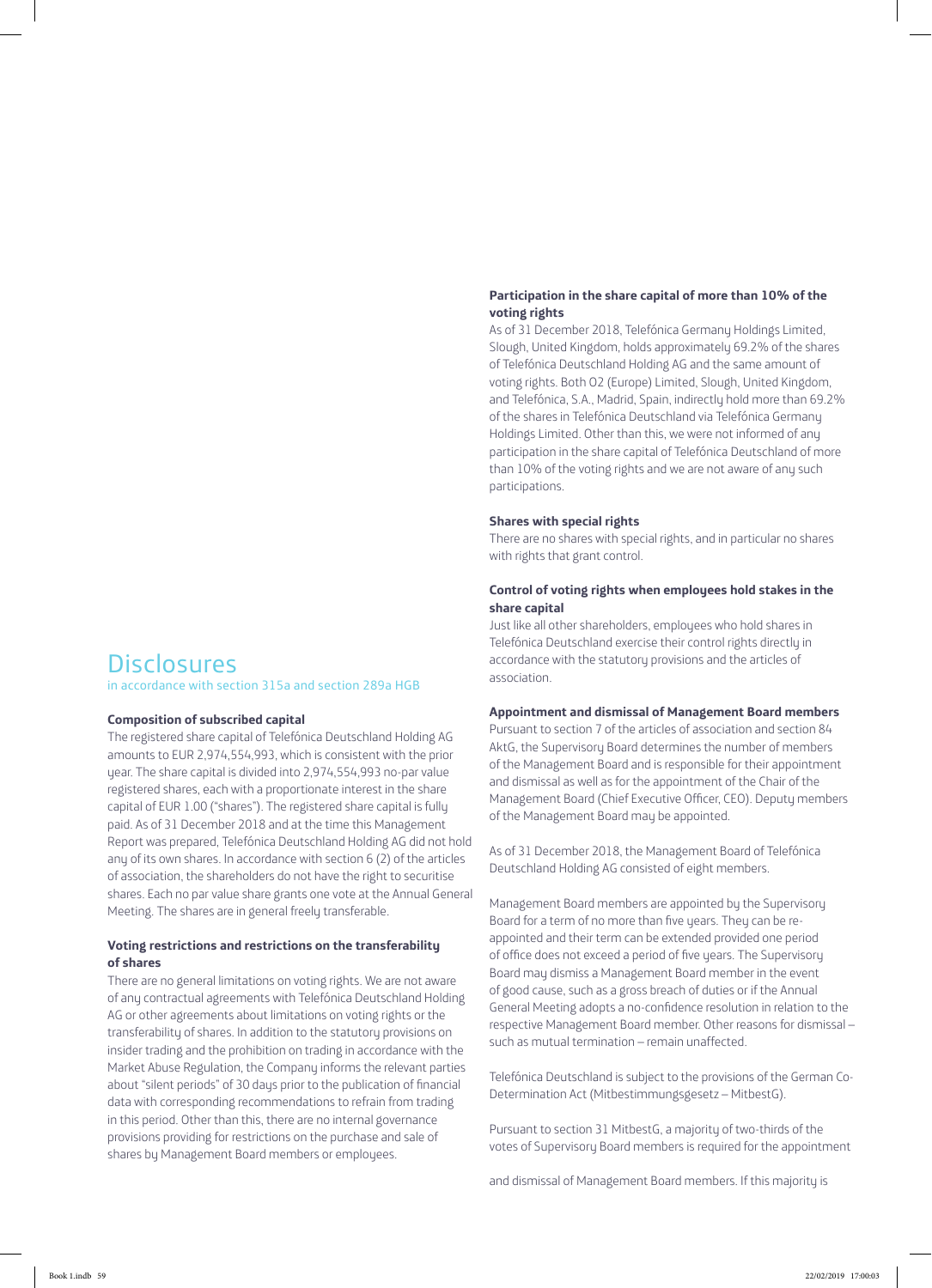# Disclosures

in accordance with section 315a and section 289a HGB

### Composition of subscribed capital

The registered share capital of Telefónica Deutschland Holding AG amounts to EUR 2,974,554,993, which is consistent with the prior year. The share capital is divided into 2,974,554,993 no-par value registered shares, each with a proportionate interest in the share capital of EUR 1.00 ("shares"). The registered share capital is fully paid. As of 31 December 2018 and at the time this Management Report was prepared, Telefónica Deutschland Holding AG did not hold any of its own shares. In accordance with section 6 (2) of the articles of association, the shareholders do not have the right to securitise shares. Each no par value share grants one vote at the Annual General Meeting. The shares are in general freely transferable.

### Voting restrictions and restrictions on the transferability of shares

There are no general limitations on voting rights. We are not aware of any contractual agreements with Telefónica Deutschland Holding AG or other agreements about limitations on voting rights or the transferability of shares. In addition to the statutory provisions on insider trading and the prohibition on trading in accordance with the Market Abuse Regulation, the Company informs the relevant parties about "silent periods" of 30 days prior to the publication of financial data with corresponding recommendations to refrain from trading in this period. Other than this, there are no internal governance provisions providing for restrictions on the purchase and sale of shares by Management Board members or employees.

### Participation in the share capital of more than 10% of the voting rights

As of 31 December 2018, Telefónica Germany Holdings Limited, Slough, United Kingdom, holds approximately 69.2% of the shares of Telefónica Deutschland Holding AG and the same amount of voting rights. Both O2 (Europe) Limited, Slough, United Kingdom, and Telefónica, S.A., Madrid, Spain, indirectly hold more than 69.2% of the shares in Telefónica Deutschland via Telefónica Germany Holdings Limited. Other than this, we were not informed of any participation in the share capital of Telefónica Deutschland of more than 10% of the voting rights and we are not aware of any such participations.

### Shares with special rights

There are no shares with special rights, and in particular no shares with rights that grant control.

### Control of voting rights when employees hold stakes in the share capital

Just like all other shareholders, employees who hold shares in Telefónica Deutschland exercise their control rights directly in accordance with the statutory provisions and the articles of association.

### Appointment and dismissal of Management Board members

Pursuant to section 7 of the articles of association and section 84 AktG, the Supervisory Board determines the number of members of the Management Board and is responsible for their appointment and dismissal as well as for the appointment of the Chair of the Management Board (Chief Executive Officer, CEO). Deputy members of the Management Board may be appointed.

As of 31 December 2018, the Management Board of Telefónica Deutschland Holding AG consisted of eight members.

Management Board members are appointed by the Supervisory Board for a term of no more than five years. They can be re-appointed and their term can be extended provided one period of office does not exceed a period of five years. The Supervisory Board may dismiss a Management Board member in the event of good cause, such as a gross breach of duties or if the Annual General Meeting adopts a no-confidence resolution in relation to the respective Management Board member. Other reasons for dismissal – such as mutual termination – remain unaffected.

Telefónica Deutschland is subject to the provisions of the German Co-Determination Act (Mitbestimmungsgesetz – MitbestG).

Pursuant to section 31 MitbestG, a majority of two-thirds of the votes of Supervisory Board members is required for the appointment and dismissal of Management Board members. If this majority is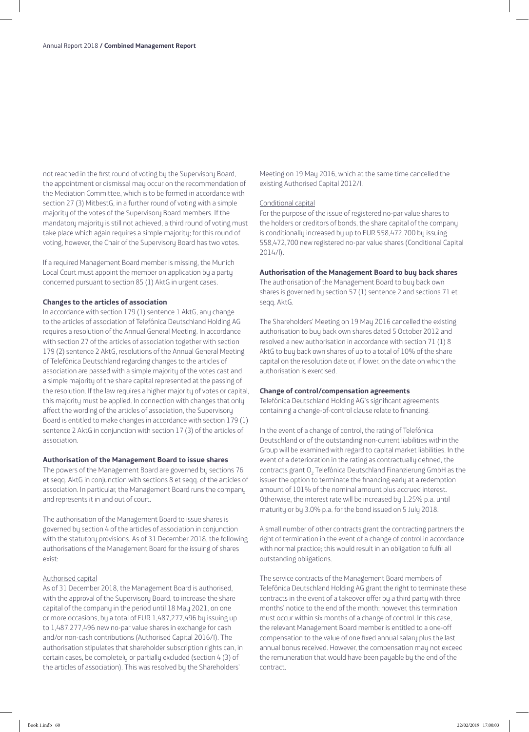not reached in the first round of voting by the Supervisory Board, the appointment or dismissal may occur on the recommendation of the Mediation Committee, which is to be formed in accordance with section 27 (3) MitbestG, in a further round of voting with a simple majority of the votes of the Supervisory Board members. If the mandatory majority is still not achieved, a third round of voting must take place which again requires a simple majority; for this round of voting, however, the Chair of the Supervisory Board has two votes.

If a required Management Board member is missing, the Munich Local Court must appoint the member on application by a party concerned pursuant to section 85 (1) AktG in urgent cases.

**Changes to the articles of association**

In accordance with section 179 (1) sentence 1 AktG, any change to the articles of association of Telefónica Deutschland Holding AG requires a resolution of the Annual General Meeting. In accordance with section 27 of the articles of association together with section 179 (2) sentence 2 AktG, resolutions of the Annual General Meeting of Telefónica Deutschland regarding changes to the articles of association are passed with a simple majority of the votes cast and a simple majority of the share capital represented at the passing of the resolution. If the law requires a higher majority of votes or capital, this majority must be applied. In connection with changes that only affect the wording of the articles of association, the Supervisory Board is entitled to make changes in accordance with section 179 (1) sentence 2 AktG in conjunction with section 17 (3) of the articles of association.

**Authorisation of the Management Board to issue shares**

The powers of the Management Board are governed by sections 76 et seqq. AktG in conjunction with sections 8 et seqq. of the articles of association. In particular, the Management Board runs the company and represents it in and out of court.

The authorisation of the Management Board to issue shares is governed by section 4 of the articles of association in conjunction with the statutory provisions. As of 31 December 2018, the following authorisations of the Management Board for the issuing of shares exist:

Authorised capital

As of 31 December 2018, the Management Board is authorised, with the approval of the Supervisory Board, to increase the share capital of the company in the period until 18 May 2021, on one or more occasions, by a total of EUR 1,487,277,496 by issuing up to 1,487,277,496 new no-par value shares in exchange for cash and/or non-cash contributions (Authorised Capital 2016/I). The authorisation stipulates that shareholder subscription rights can, in certain cases, be completely or partially excluded (section 4 (3) of the articles of association). This was resolved by the Shareholders' Meeting on 19 May 2016, which at the same time cancelled the existing Authorised Capital 2012/I.

Conditional capital

For the purpose of the issue of registered no-par value shares to the holders or creditors of bonds, the share capital of the company is conditionally increased by up to EUR 558,472,700 by issuing 558,472,700 new registered no-par value shares (Conditional Capital 2014/I).

**Authorisation of the Management Board to buy back shares**

The authorisation of the Management Board to buy back own shares is governed by section 57 (1) sentence 2 and sections 71 et seqq. AktG.

The Shareholders' Meeting on 19 May 2016 cancelled the existing authorisation to buy back own shares dated 5 October 2012 and resolved a new authorisation in accordance with section 71 (1) 8 AktG to buy back own shares of up to a total of 10% of the share capital on the resolution date or, if lower, on the date on which the authorisation is exercised.

**Change of control/compensation agreements**

Telefónica Deutschland Holding AG's significant agreements containing a change-of-control clause relate to financing.

In the event of a change of control, the rating of Telefónica Deutschland or of the outstanding non-current liabilities within the Group will be examined with regard to capital market liabilities. In the event of a deterioration in the rating as contractually defined, the contracts grant $O_2$ Telefónica Deutschland Finanzierung GmbH as the issuer the option to terminate the financing early at a redemption amount of 101% of the nominal amount plus accrued interest. Otherwise, the interest rate will be increased by 1.25% p.a. until maturity or by 3.0% p.a. for the bond issued on 5 July 2018.

A small number of other contracts grant the contracting partners the right of termination in the event of a change of control in accordance with normal practice; this would result in an obligation to fulfil all outstanding obligations.

The service contracts of the Management Board members of Telefónica Deutschland Holding AG grant the right to terminate these contracts in the event of a takeover offer by a third party with three months' notice to the end of the month; however, this termination must occur within six months of a change of control. In this case, the relevant Management Board member is entitled to a one-off compensation to the value of one fixed annual salary plus the last annual bonus received. However, the compensation may not exceed the remuneration that would have been payable by the end of the contract.